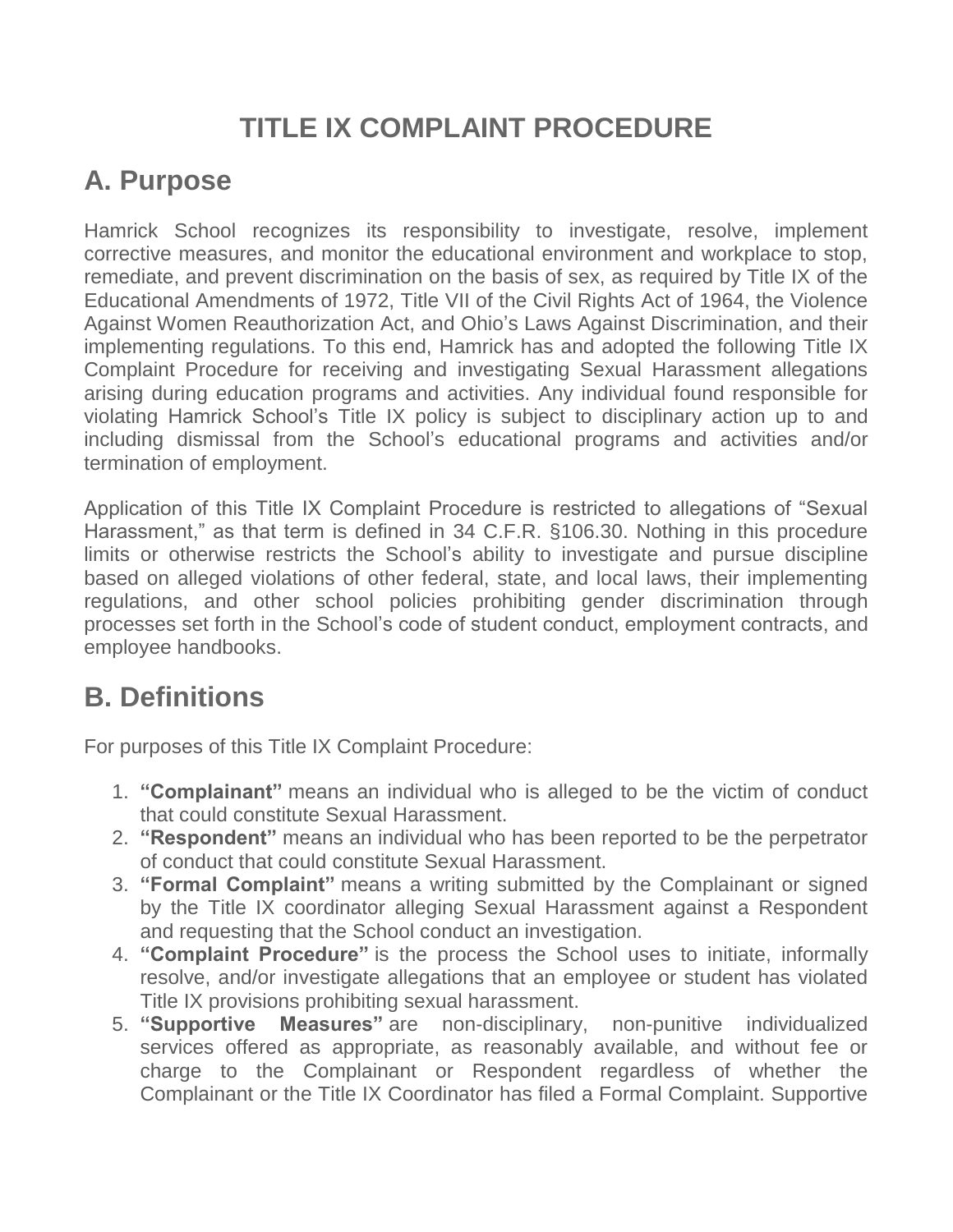# TITLE IX COMPLAINT PROCEDURE

## A. Purpose

Hamrick School recognizes its responsibility to investigate, resolve, implement corrective measures, and monitor the educational environment and workplace to stop, remediate, and prevent discrimination on the basis of sex, as required by Title IX of the Educational Amendments of 1972, Title VII of the Civil Rights Act of 1964, the Violence Against Women Reauthorization Act, and Ohio's Laws Against Discrimination, and their implementing regulations. To this end, Hamrick has and adopted the following Title IX Complaint Procedure for receiving and investigating Sexual Harassment allegations arising during education programs and activities. Any individual found responsible for violating Hamrick School's Title IX policy is subject to disciplinary action up to and including dismissal from the School's educational programs and activities and/or termination of employment.

Application of this Title IX Complaint Procedure is restricted to allegations of "Sexual Harassment," as that term is defined in 34 C.F.R. §106.30. Nothing in this procedure limits or otherwise restricts the School's ability to investigate and pursue discipline based on alleged violations of other federal, state, and local laws, their implementing regulations, and other school policies prohibiting gender discrimination through processes set forth in the School's code of student conduct, employment contracts, and employee handbooks.

## B. Definitions

For purposes of this Title IX Complaint Procedure:

1. **"Complainant"** means an individual who is alleged to be the victim of conduct that could constitute Sexual Harassment.
2. **"Respondent"** means an individual who has been reported to be the perpetrator of conduct that could constitute Sexual Harassment.
3. **"Formal Complaint"** means a writing submitted by the Complainant or signed by the Title IX coordinator alleging Sexual Harassment against a Respondent and requesting that the School conduct an investigation.
4. **"Complaint Procedure"** is the process the School uses to initiate, informally resolve, and/or investigate allegations that an employee or student has violated Title IX provisions prohibiting sexual harassment.
5. **"Supportive Measures"** are non-disciplinary, non-punitive individualized services offered as appropriate, as reasonably available, and without fee or charge to the Complainant or Respondent regardless of whether the Complainant or the Title IX Coordinator has filed a Formal Complaint. Supportive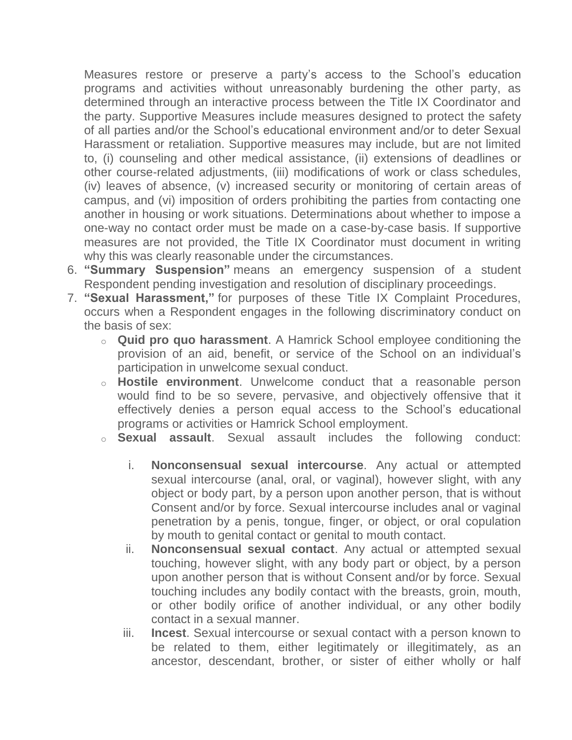Measures restore or preserve a party's access to the School's education programs and activities without unreasonably burdening the other party, as determined through an interactive process between the Title IX Coordinator and the party. Supportive Measures include measures designed to protect the safety of all parties and/or the School's educational environment and/or to deter Sexual Harassment or retaliation. Supportive measures may include, but are not limited to, (i) counseling and other medical assistance, (ii) extensions of deadlines or other course-related adjustments, (iii) modifications of work or class schedules, (iv) leaves of absence, (v) increased security or monitoring of certain areas of campus, and (vi) imposition of orders prohibiting the parties from contacting one another in housing or work situations. Determinations about whether to impose a one-way no contact order must be made on a case-by-case basis. If supportive measures are not provided, the Title IX Coordinator must document in writing why this was clearly reasonable under the circumstances.

6. **"Summary Suspension"** means an emergency suspension of a student Respondent pending investigation and resolution of disciplinary proceedings.
7. **"Sexual Harassment,"** for purposes of these Title IX Complaint Procedures, occurs when a Respondent engages in the following discriminatory conduct on the basis of sex:
   - **Quid pro quo harassment**. A Hamrick School employee conditioning the provision of an aid, benefit, or service of the School on an individual's participation in unwelcome sexual conduct.
   - **Hostile environment**. Unwelcome conduct that a reasonable person would find to be so severe, pervasive, and objectively offensive that it effectively denies a person equal access to the School's educational programs or activities or Hamrick School employment.
   - **Sexual assault**. Sexual assault includes the following conduct:
     1. **Nonconsensual sexual intercourse**. Any actual or attempted sexual intercourse (anal, oral, or vaginal), however slight, with any object or body part, by a person upon another person, that is without Consent and/or by force. Sexual intercourse includes anal or vaginal penetration by a penis, tongue, finger, or object, or oral copulation by mouth to genital contact or genital to mouth contact.
     2. **Nonconsensual sexual contact**. Any actual or attempted sexual touching, however slight, with any body part or object, by a person upon another person that is without Consent and/or by force. Sexual touching includes any bodily contact with the breasts, groin, mouth, or other bodily orifice of another individual, or any other bodily contact in a sexual manner.
     3. **Incest**. Sexual intercourse or sexual contact with a person known to be related to them, either legitimately or illegitimately, as an ancestor, descendant, brother, or sister of either wholly or half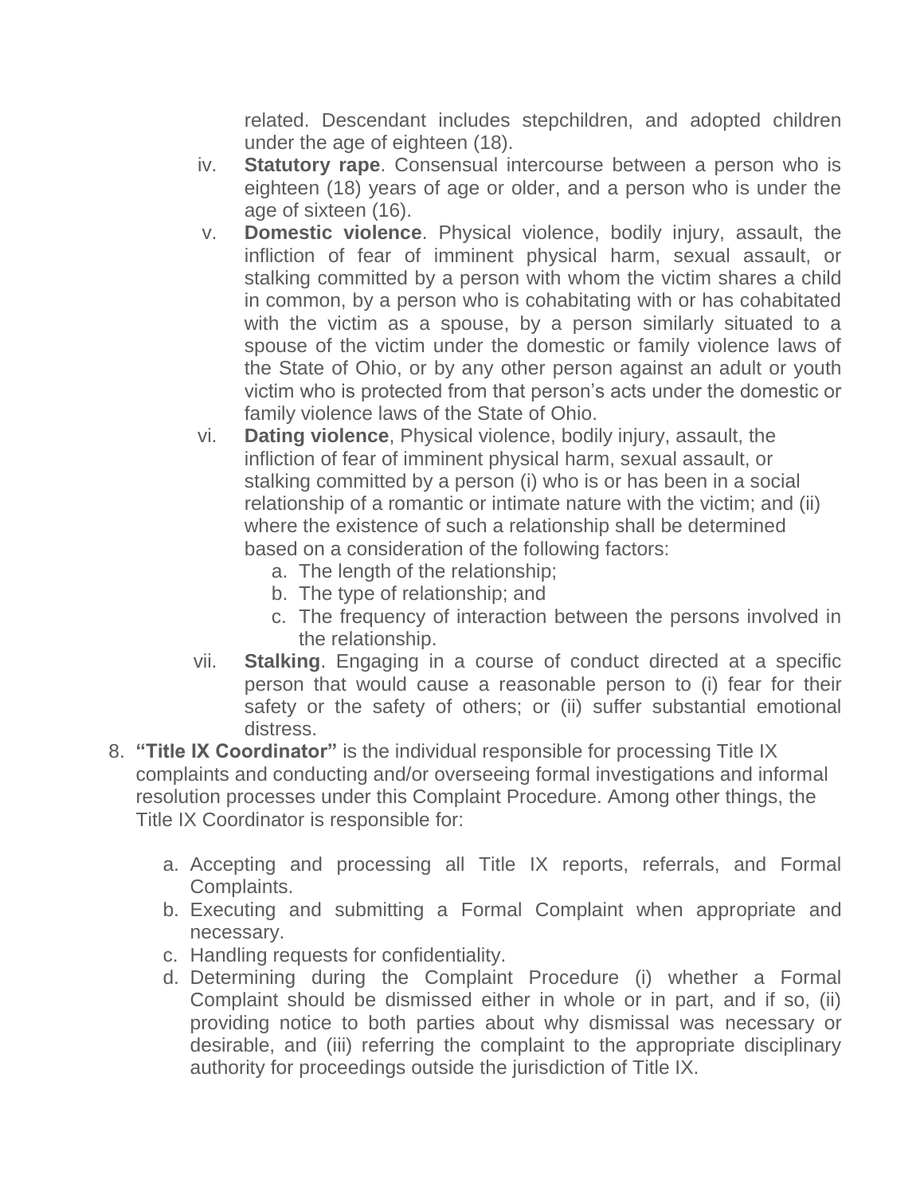related. Descendant includes stepchildren, and adopted children under the age of eighteen (18).

iv. **Statutory rape**. Consensual intercourse between a person who is eighteen (18) years of age or older, and a person who is under the age of sixteen (16).

v. **Domestic violence**. Physical violence, bodily injury, assault, the infliction of fear of imminent physical harm, sexual assault, or stalking committed by a person with whom the victim shares a child in common, by a person who is cohabitating with or has cohabitated with the victim as a spouse, by a person similarly situated to a spouse of the victim under the domestic or family violence laws of the State of Ohio, or by any other person against an adult or youth victim who is protected from that person's acts under the domestic or family violence laws of the State of Ohio.

vi. **Dating violence**, Physical violence, bodily injury, assault, the infliction of fear of imminent physical harm, sexual assault, or stalking committed by a person (i) who is or has been in a social relationship of a romantic or intimate nature with the victim; and (ii) where the existence of such a relationship shall be determined based on a consideration of the following factors:

   a. The length of the relationship;
   b. The type of relationship; and
   c. The frequency of interaction between the persons involved in the relationship.

vii. **Stalking**. Engaging in a course of conduct directed at a specific person that would cause a reasonable person to (i) fear for their safety or the safety of others; or (ii) suffer substantial emotional distress.

8. **"Title IX Coordinator"** is the individual responsible for processing Title IX complaints and conducting and/or overseeing formal investigations and informal resolution processes under this Complaint Procedure. Among other things, the Title IX Coordinator is responsible for:

   a. Accepting and processing all Title IX reports, referrals, and Formal Complaints.
   b. Executing and submitting a Formal Complaint when appropriate and necessary.
   c. Handling requests for confidentiality.
   d. Determining during the Complaint Procedure (i) whether a Formal Complaint should be dismissed either in whole or in part, and if so, (ii) providing notice to both parties about why dismissal was necessary or desirable, and (iii) referring the complaint to the appropriate disciplinary authority for proceedings outside the jurisdiction of Title IX.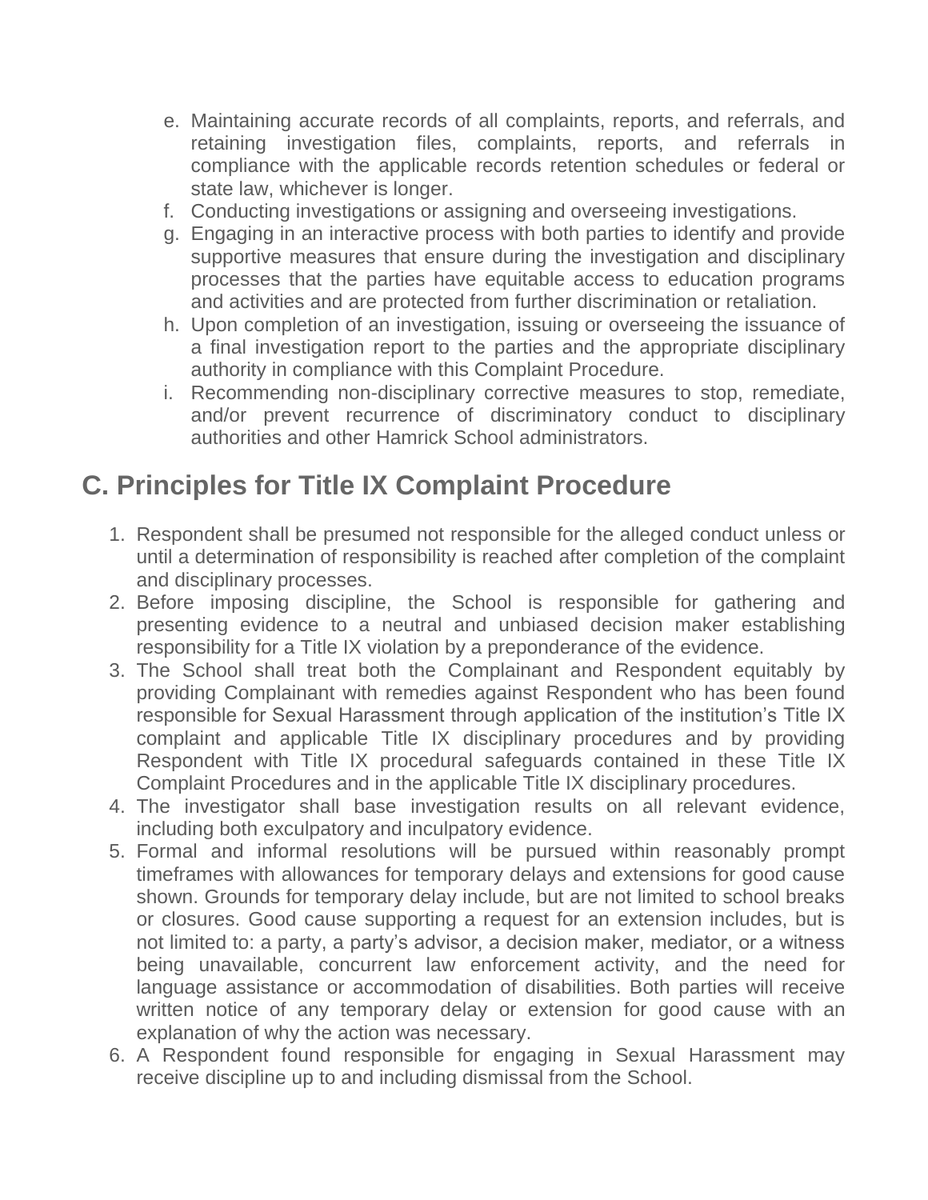e. Maintaining accurate records of all complaints, reports, and referrals, and retaining investigation files, complaints, reports, and referrals in compliance with the applicable records retention schedules or federal or state law, whichever is longer.
f. Conducting investigations or assigning and overseeing investigations.
g. Engaging in an interactive process with both parties to identify and provide supportive measures that ensure during the investigation and disciplinary processes that the parties have equitable access to education programs and activities and are protected from further discrimination or retaliation.
h. Upon completion of an investigation, issuing or overseeing the issuance of a final investigation report to the parties and the appropriate disciplinary authority in compliance with this Complaint Procedure.
i. Recommending non-disciplinary corrective measures to stop, remediate, and/or prevent recurrence of discriminatory conduct to disciplinary authorities and other Hamrick School administrators.

## C. Principles for Title IX Complaint Procedure

1. Respondent shall be presumed not responsible for the alleged conduct unless or until a determination of responsibility is reached after completion of the complaint and disciplinary processes.
2. Before imposing discipline, the School is responsible for gathering and presenting evidence to a neutral and unbiased decision maker establishing responsibility for a Title IX violation by a preponderance of the evidence.
3. The School shall treat both the Complainant and Respondent equitably by providing Complainant with remedies against Respondent who has been found responsible for Sexual Harassment through application of the institution's Title IX complaint and applicable Title IX disciplinary procedures and by providing Respondent with Title IX procedural safeguards contained in these Title IX Complaint Procedures and in the applicable Title IX disciplinary procedures.
4. The investigator shall base investigation results on all relevant evidence, including both exculpatory and inculpatory evidence.
5. Formal and informal resolutions will be pursued within reasonably prompt timeframes with allowances for temporary delays and extensions for good cause shown. Grounds for temporary delay include, but are not limited to school breaks or closures. Good cause supporting a request for an extension includes, but is not limited to: a party, a party's advisor, a decision maker, mediator, or a witness being unavailable, concurrent law enforcement activity, and the need for language assistance or accommodation of disabilities. Both parties will receive written notice of any temporary delay or extension for good cause with an explanation of why the action was necessary.
6. A Respondent found responsible for engaging in Sexual Harassment may receive discipline up to and including dismissal from the School.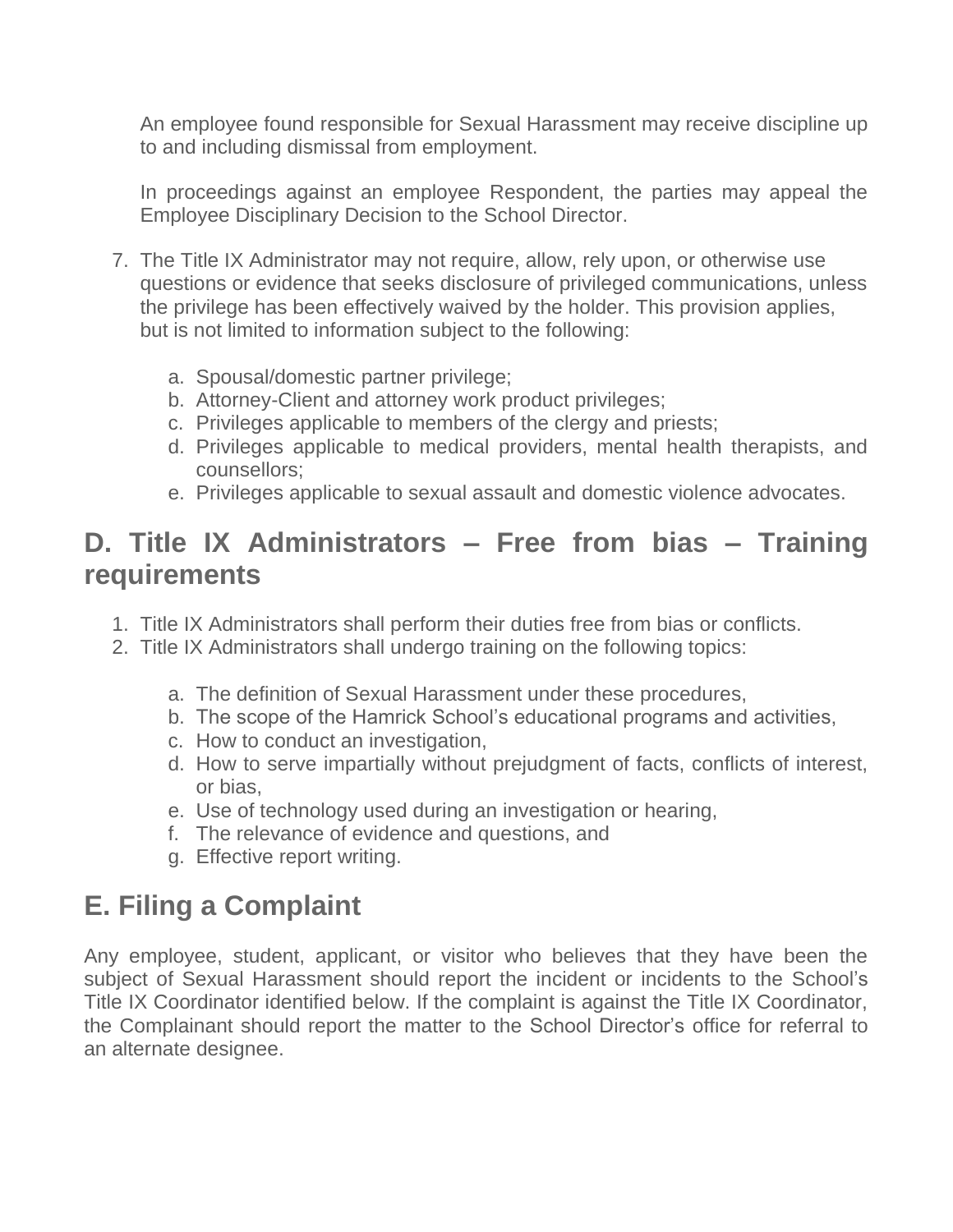An employee found responsible for Sexual Harassment may receive discipline up to and including dismissal from employment.

In proceedings against an employee Respondent, the parties may appeal the Employee Disciplinary Decision to the School Director.

7. The Title IX Administrator may not require, allow, rely upon, or otherwise use questions or evidence that seeks disclosure of privileged communications, unless the privilege has been effectively waived by the holder. This provision applies, but is not limited to information subject to the following:

    a. Spousal/domestic partner privilege;
    b. Attorney-Client and attorney work product privileges;
    c. Privileges applicable to members of the clergy and priests;
    d. Privileges applicable to medical providers, mental health therapists, and counsellors;
    e. Privileges applicable to sexual assault and domestic violence advocates.

## D. Title IX Administrators – Free from bias – Training requirements

1. Title IX Administrators shall perform their duties free from bias or conflicts.
2. Title IX Administrators shall undergo training on the following topics:

    a. The definition of Sexual Harassment under these procedures,
    b. The scope of the Hamrick School's educational programs and activities,
    c. How to conduct an investigation,
    d. How to serve impartially without prejudgment of facts, conflicts of interest, or bias,
    e. Use of technology used during an investigation or hearing,
    f. The relevance of evidence and questions, and
    g. Effective report writing.

## E. Filing a Complaint

Any employee, student, applicant, or visitor who believes that they have been the subject of Sexual Harassment should report the incident or incidents to the School's Title IX Coordinator identified below. If the complaint is against the Title IX Coordinator, the Complainant should report the matter to the School Director's office for referral to an alternate designee.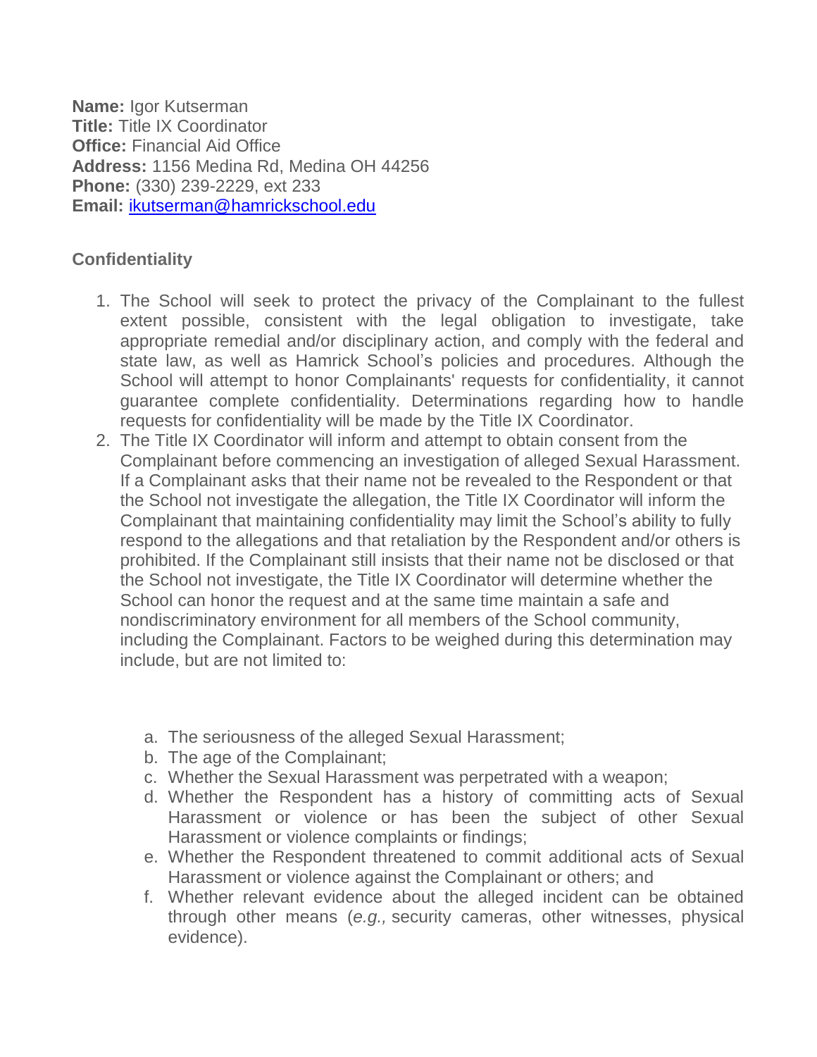**Name:** Igor Kutserman
**Title:** Title IX Coordinator
**Office:** Financial Aid Office
**Address:** 1156 Medina Rd, Medina OH 44256
**Phone:** (330) 239-2229, ext 233
**Email:** [ikutserman@hamrickschool.edu](mailto:ikutserman@hamrickschool.edu)

### Confidentiality

1. The School will seek to protect the privacy of the Complainant to the fullest extent possible, consistent with the legal obligation to investigate, take appropriate remedial and/or disciplinary action, and comply with the federal and state law, as well as Hamrick School's policies and procedures. Although the School will attempt to honor Complainants' requests for confidentiality, it cannot guarantee complete confidentiality. Determinations regarding how to handle requests for confidentiality will be made by the Title IX Coordinator.
2. The Title IX Coordinator will inform and attempt to obtain consent from the Complainant before commencing an investigation of alleged Sexual Harassment. If a Complainant asks that their name not be revealed to the Respondent or that the School not investigate the allegation, the Title IX Coordinator will inform the Complainant that maintaining confidentiality may limit the School's ability to fully respond to the allegations and that retaliation by the Respondent and/or others is prohibited. If the Complainant still insists that their name not be disclosed or that the School not investigate, the Title IX Coordinator will determine whether the School can honor the request and at the same time maintain a safe and nondiscriminatory environment for all members of the School community, including the Complainant. Factors to be weighed during this determination may include, but are not limited to:

    a. The seriousness of the alleged Sexual Harassment;
    b. The age of the Complainant;
    c. Whether the Sexual Harassment was perpetrated with a weapon;
    d. Whether the Respondent has a history of committing acts of Sexual Harassment or violence or has been the subject of other Sexual Harassment or violence complaints or findings;
    e. Whether the Respondent threatened to commit additional acts of Sexual Harassment or violence against the Complainant or others; and
    f. Whether relevant evidence about the alleged incident can be obtained through other means (*e.g.,* security cameras, other witnesses, physical evidence).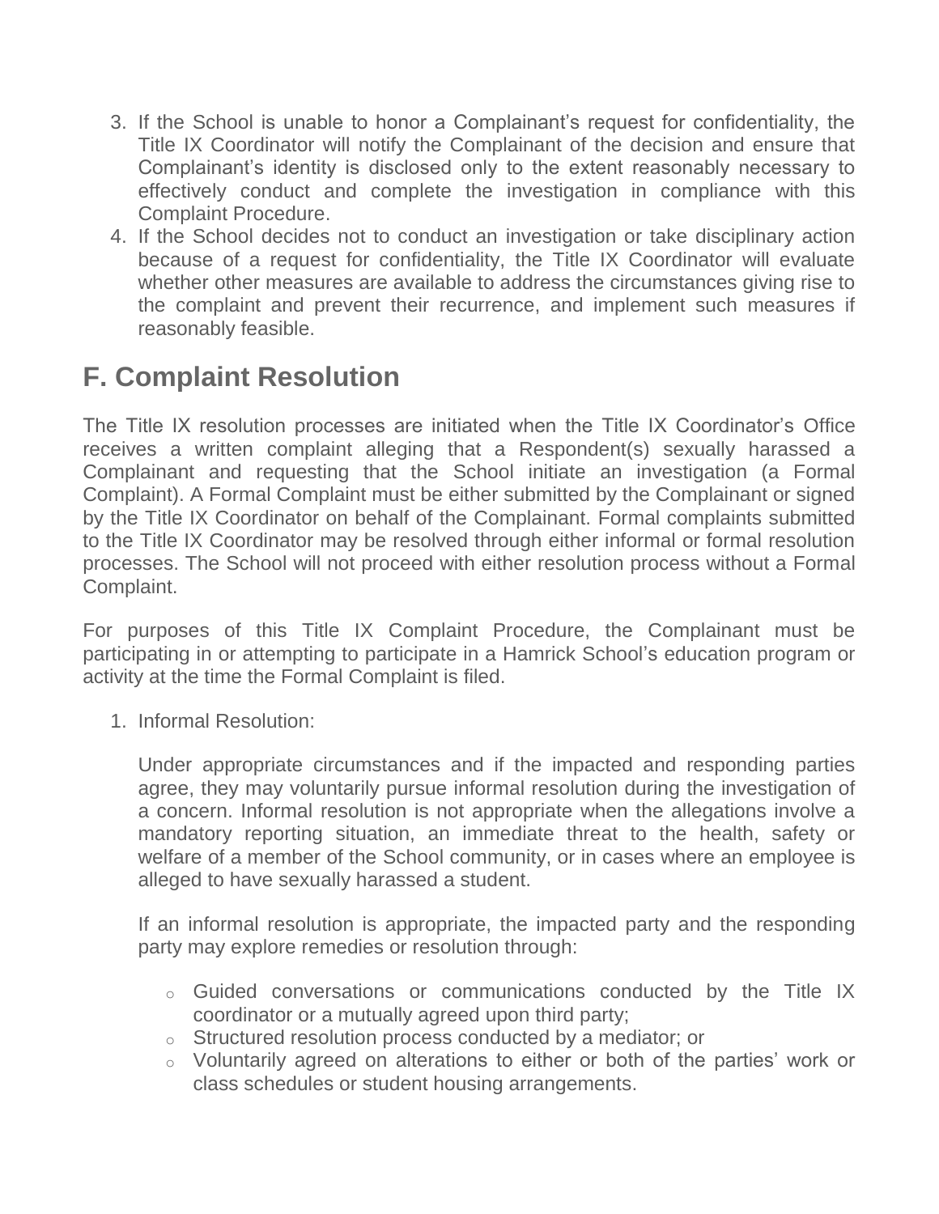3. If the School is unable to honor a Complainant's request for confidentiality, the Title IX Coordinator will notify the Complainant of the decision and ensure that Complainant's identity is disclosed only to the extent reasonably necessary to effectively conduct and complete the investigation in compliance with this Complaint Procedure.
4. If the School decides not to conduct an investigation or take disciplinary action because of a request for confidentiality, the Title IX Coordinator will evaluate whether other measures are available to address the circumstances giving rise to the complaint and prevent their recurrence, and implement such measures if reasonably feasible.

## F. Complaint Resolution

The Title IX resolution processes are initiated when the Title IX Coordinator's Office receives a written complaint alleging that a Respondent(s) sexually harassed a Complainant and requesting that the School initiate an investigation (a Formal Complaint). A Formal Complaint must be either submitted by the Complainant or signed by the Title IX Coordinator on behalf of the Complainant. Formal complaints submitted to the Title IX Coordinator may be resolved through either informal or formal resolution processes. The School will not proceed with either resolution process without a Formal Complaint.

For purposes of this Title IX Complaint Procedure, the Complainant must be participating in or attempting to participate in a Hamrick School's education program or activity at the time the Formal Complaint is filed.

1. Informal Resolution:

   Under appropriate circumstances and if the impacted and responding parties agree, they may voluntarily pursue informal resolution during the investigation of a concern. Informal resolution is not appropriate when the allegations involve a mandatory reporting situation, an immediate threat to the health, safety or welfare of a member of the School community, or in cases where an employee is alleged to have sexually harassed a student.

   If an informal resolution is appropriate, the impacted party and the responding party may explore remedies or resolution through:

   - Guided conversations or communications conducted by the Title IX coordinator or a mutually agreed upon third party;
   - Structured resolution process conducted by a mediator; or
   - Voluntarily agreed on alterations to either or both of the parties' work or class schedules or student housing arrangements.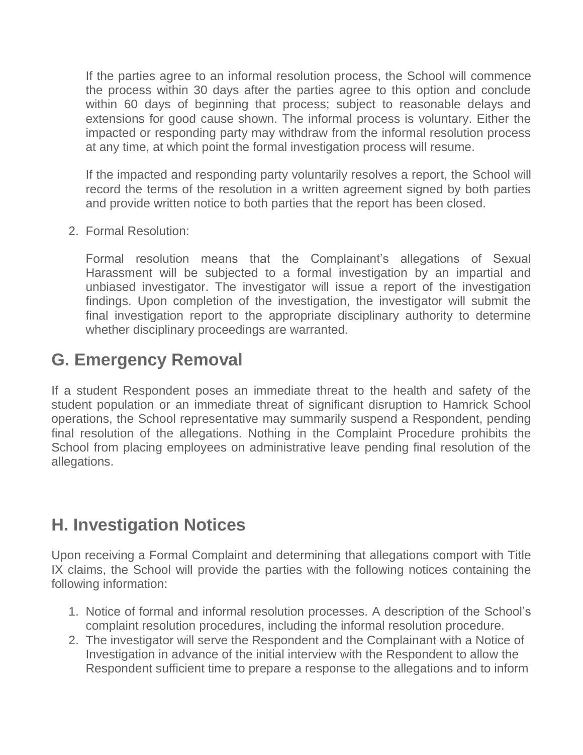If the parties agree to an informal resolution process, the School will commence the process within 30 days after the parties agree to this option and conclude within 60 days of beginning that process; subject to reasonable delays and extensions for good cause shown. The informal process is voluntary. Either the impacted or responding party may withdraw from the informal resolution process at any time, at which point the formal investigation process will resume.

If the impacted and responding party voluntarily resolves a report, the School will record the terms of the resolution in a written agreement signed by both parties and provide written notice to both parties that the report has been closed.

2. Formal Resolution:

   Formal resolution means that the Complainant's allegations of Sexual Harassment will be subjected to a formal investigation by an impartial and unbiased investigator. The investigator will issue a report of the investigation findings. Upon completion of the investigation, the investigator will submit the final investigation report to the appropriate disciplinary authority to determine whether disciplinary proceedings are warranted.

## G. Emergency Removal

If a student Respondent poses an immediate threat to the health and safety of the student population or an immediate threat of significant disruption to Hamrick School operations, the School representative may summarily suspend a Respondent, pending final resolution of the allegations. Nothing in the Complaint Procedure prohibits the School from placing employees on administrative leave pending final resolution of the allegations.

## H. Investigation Notices

Upon receiving a Formal Complaint and determining that allegations comport with Title IX claims, the School will provide the parties with the following notices containing the following information:

1. Notice of formal and informal resolution processes. A description of the School's complaint resolution procedures, including the informal resolution procedure.
2. The investigator will serve the Respondent and the Complainant with a Notice of Investigation in advance of the initial interview with the Respondent to allow the Respondent sufficient time to prepare a response to the allegations and to inform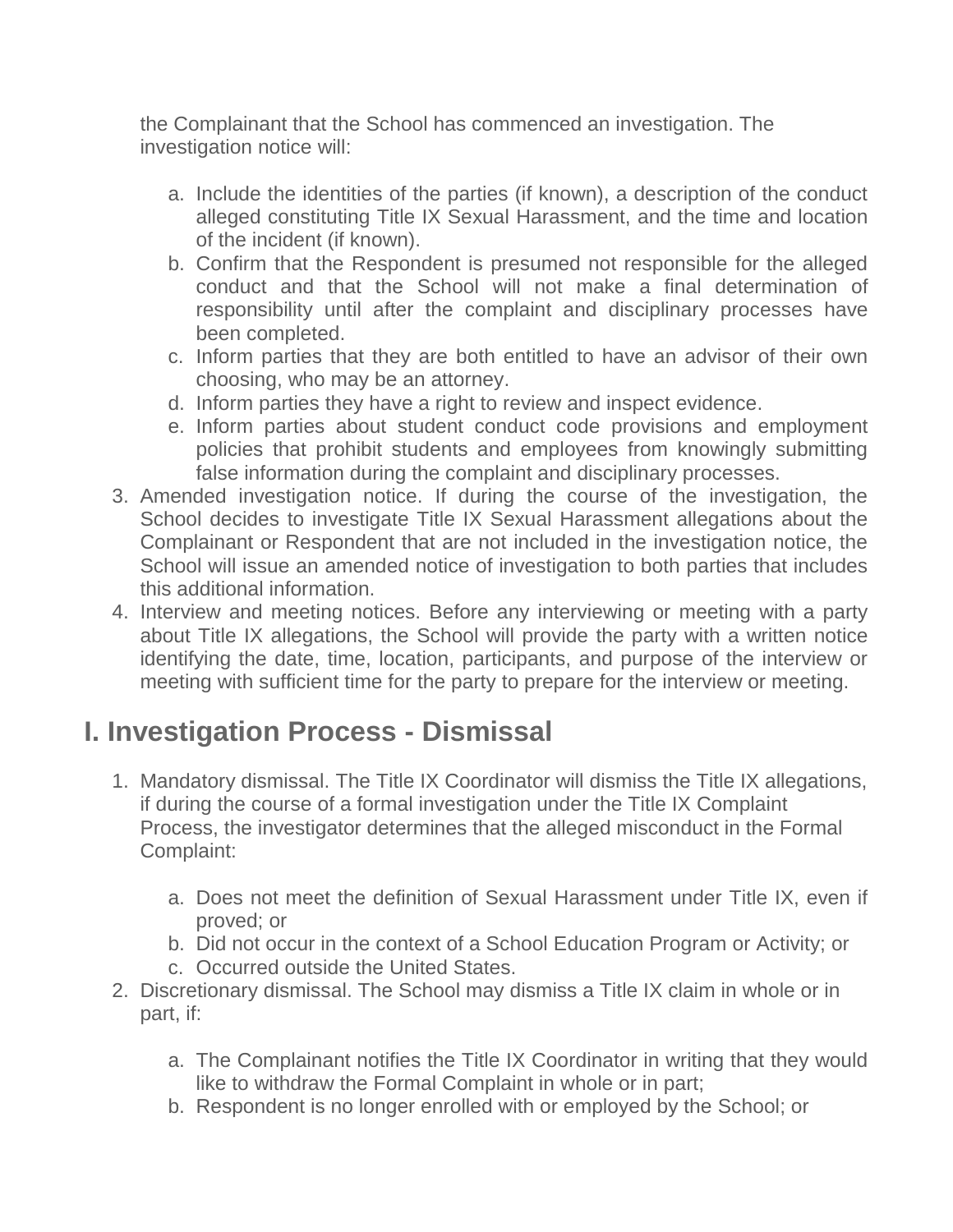the Complainant that the School has commenced an investigation. The investigation notice will:

   a. Include the identities of the parties (if known), a description of the conduct alleged constituting Title IX Sexual Harassment, and the time and location of the incident (if known).
   b. Confirm that the Respondent is presumed not responsible for the alleged conduct and that the School will not make a final determination of responsibility until after the complaint and disciplinary processes have been completed.
   c. Inform parties that they are both entitled to have an advisor of their own choosing, who may be an attorney.
   d. Inform parties they have a right to review and inspect evidence.
   e. Inform parties about student conduct code provisions and employment policies that prohibit students and employees from knowingly submitting false information during the complaint and disciplinary processes.

3. Amended investigation notice. If during the course of the investigation, the School decides to investigate Title IX Sexual Harassment allegations about the Complainant or Respondent that are not included in the investigation notice, the School will issue an amended notice of investigation to both parties that includes this additional information.
4. Interview and meeting notices. Before any interviewing or meeting with a party about Title IX allegations, the School will provide the party with a written notice identifying the date, time, location, participants, and purpose of the interview or meeting with sufficient time for the party to prepare for the interview or meeting.

## I. Investigation Process - Dismissal

1. Mandatory dismissal. The Title IX Coordinator will dismiss the Title IX allegations, if during the course of a formal investigation under the Title IX Complaint Process, the investigator determines that the alleged misconduct in the Formal Complaint:

   a. Does not meet the definition of Sexual Harassment under Title IX, even if proved; or
   b. Did not occur in the context of a School Education Program or Activity; or
   c. Occurred outside the United States.

2. Discretionary dismissal. The School may dismiss a Title IX claim in whole or in part, if:

   a. The Complainant notifies the Title IX Coordinator in writing that they would like to withdraw the Formal Complaint in whole or in part;
   b. Respondent is no longer enrolled with or employed by the School; or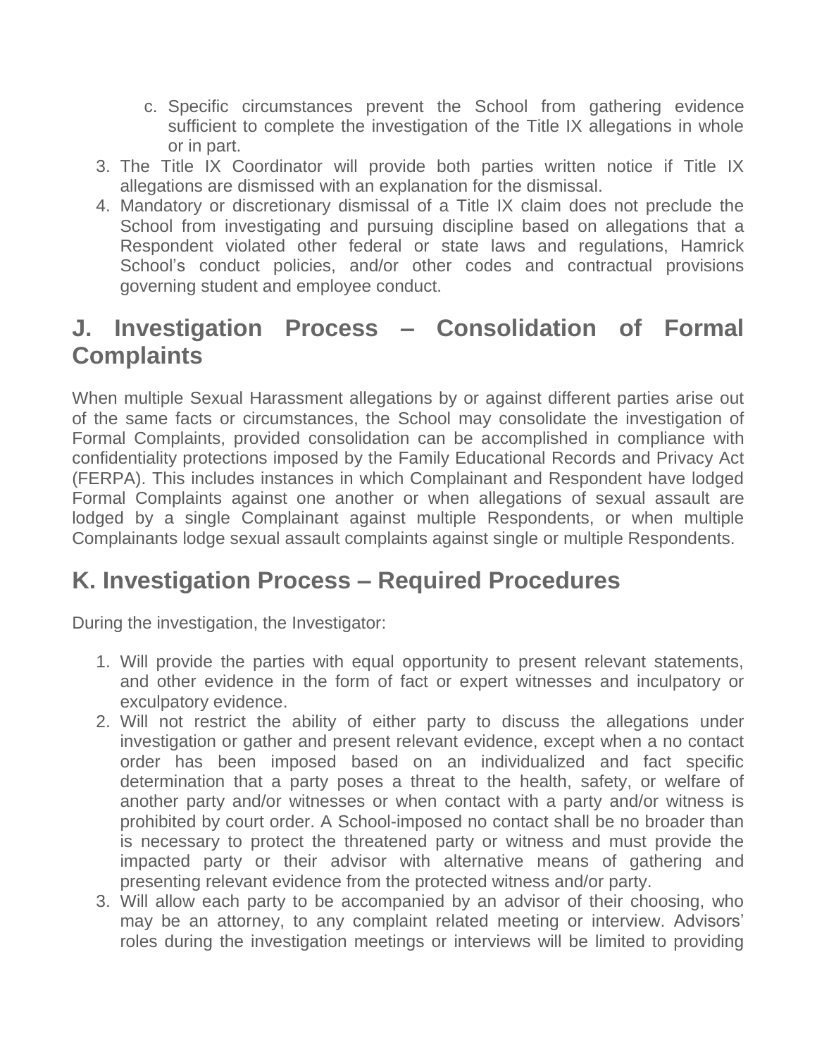c. Specific circumstances prevent the School from gathering evidence sufficient to complete the investigation of the Title IX allegations in whole or in part.

3. The Title IX Coordinator will provide both parties written notice if Title IX allegations are dismissed with an explanation for the dismissal.
4. Mandatory or discretionary dismissal of a Title IX claim does not preclude the School from investigating and pursuing discipline based on allegations that a Respondent violated other federal or state laws and regulations, Hamrick School's conduct policies, and/or other codes and contractual provisions governing student and employee conduct.

## J. Investigation Process – Consolidation of Formal Complaints

When multiple Sexual Harassment allegations by or against different parties arise out of the same facts or circumstances, the School may consolidate the investigation of Formal Complaints, provided consolidation can be accomplished in compliance with confidentiality protections imposed by the Family Educational Records and Privacy Act (FERPA). This includes instances in which Complainant and Respondent have lodged Formal Complaints against one another or when allegations of sexual assault are lodged by a single Complainant against multiple Respondents, or when multiple Complainants lodge sexual assault complaints against single or multiple Respondents.

## K. Investigation Process – Required Procedures

During the investigation, the Investigator:

1. Will provide the parties with equal opportunity to present relevant statements, and other evidence in the form of fact or expert witnesses and inculpatory or exculpatory evidence.
2. Will not restrict the ability of either party to discuss the allegations under investigation or gather and present relevant evidence, except when a no contact order has been imposed based on an individualized and fact specific determination that a party poses a threat to the health, safety, or welfare of another party and/or witnesses or when contact with a party and/or witness is prohibited by court order. A School-imposed no contact shall be no broader than is necessary to protect the threatened party or witness and must provide the impacted party or their advisor with alternative means of gathering and presenting relevant evidence from the protected witness and/or party.
3. Will allow each party to be accompanied by an advisor of their choosing, who may be an attorney, to any complaint related meeting or interview. Advisors' roles during the investigation meetings or interviews will be limited to providing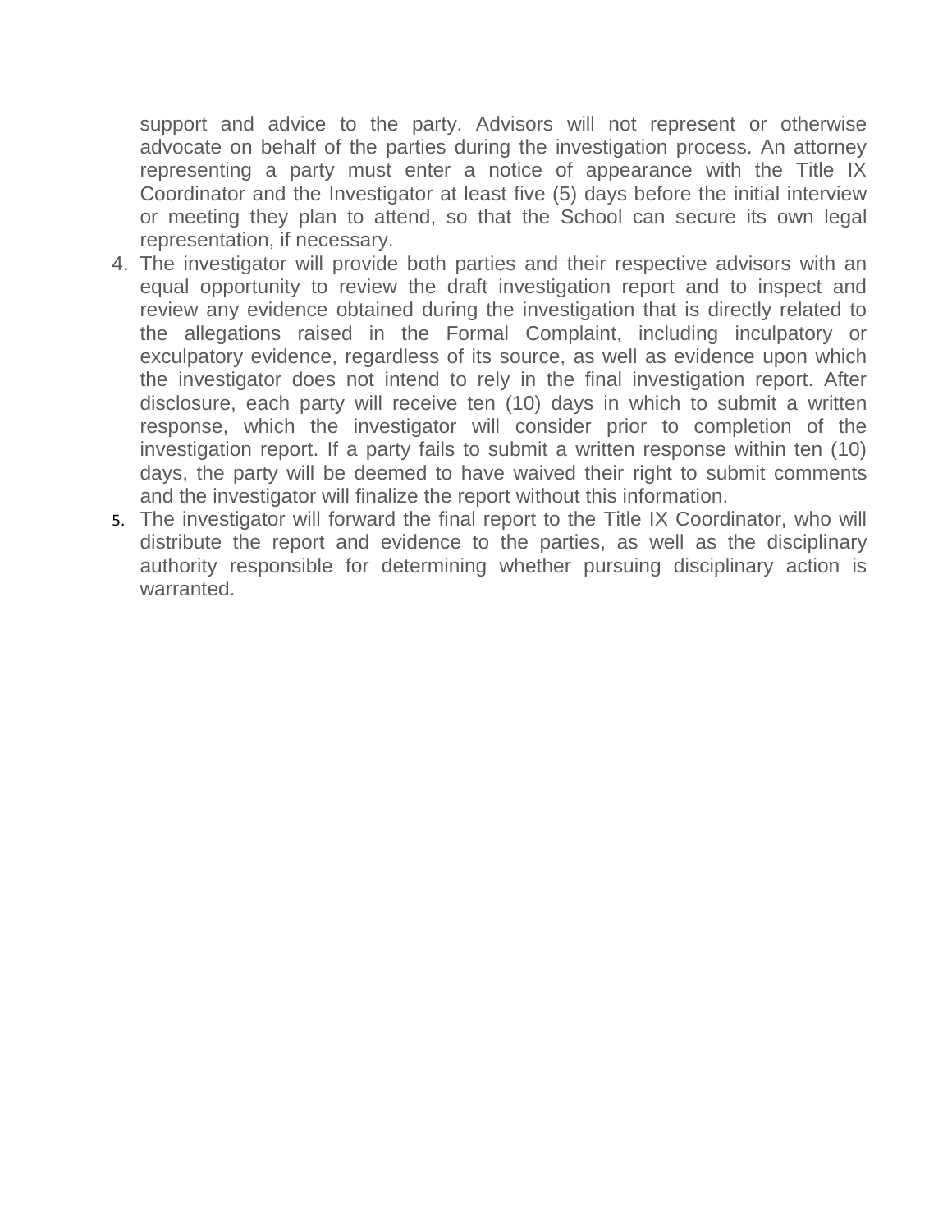support and advice to the party. Advisors will not represent or otherwise advocate on behalf of the parties during the investigation process. An attorney representing a party must enter a notice of appearance with the Title IX Coordinator and the Investigator at least five (5) days before the initial interview or meeting they plan to attend, so that the School can secure its own legal representation, if necessary.

4. The investigator will provide both parties and their respective advisors with an equal opportunity to review the draft investigation report and to inspect and review any evidence obtained during the investigation that is directly related to the allegations raised in the Formal Complaint, including inculpatory or exculpatory evidence, regardless of its source, as well as evidence upon which the investigator does not intend to rely in the final investigation report. After disclosure, each party will receive ten (10) days in which to submit a written response, which the investigator will consider prior to completion of the investigation report. If a party fails to submit a written response within ten (10) days, the party will be deemed to have waived their right to submit comments and the investigator will finalize the report without this information.
5. The investigator will forward the final report to the Title IX Coordinator, who will distribute the report and evidence to the parties, as well as the disciplinary authority responsible for determining whether pursuing disciplinary action is warranted.